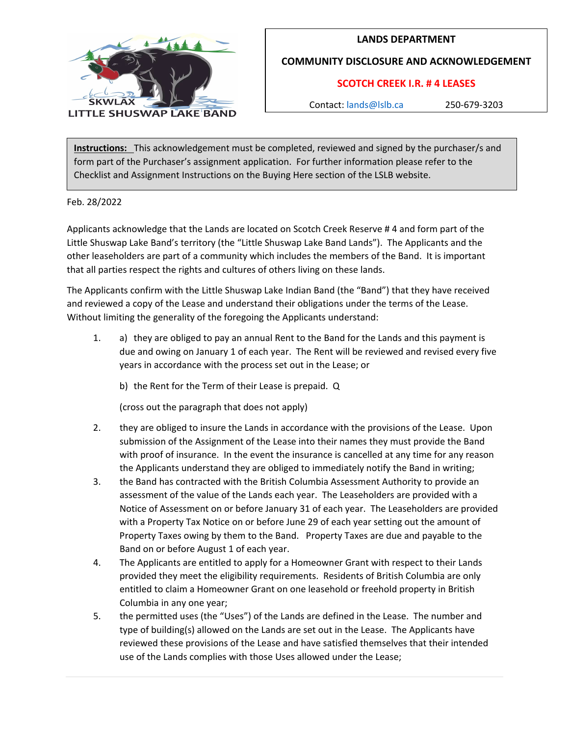SKWLAX
LITTLE SHUSWAP LAKE BAND

**LANDS DEPARTMENT**

**COMMUNITY DISCLOSURE AND ACKNOWLEDGEMENT**

**SCOTCH CREEK I.R. # 4 LEASES**

Contact: lands@lslb.ca 250-679-3203

**Instructions:** This acknowledgement must be completed, reviewed and signed by the purchaser/s and form part of the Purchaser's assignment application. For further information please refer to the Checklist and Assignment Instructions on the Buying Here section of the LSLB website.

Feb. 28/2022

Applicants acknowledge that the Lands are located on Scotch Creek Reserve # 4 and form part of the Little Shuswap Lake Band's territory (the "Little Shuswap Lake Band Lands"). The Applicants and the other leaseholders are part of a community which includes the members of the Band. It is important that all parties respect the rights and cultures of others living on these lands.

The Applicants confirm with the Little Shuswap Lake Indian Band (the "Band") that they have received and reviewed a copy of the Lease and understand their obligations under the terms of the Lease. Without limiting the generality of the foregoing the Applicants understand:

1. a) they are obliged to pay an annual Rent to the Band for the Lands and this payment is due and owing on January 1 of each year. The Rent will be reviewed and revised every five years in accordance with the process set out in the Lease; or

   b) the Rent for the Term of their Lease is prepaid. Q

   (cross out the paragraph that does not apply)

2. they are obliged to insure the Lands in accordance with the provisions of the Lease. Upon submission of the Assignment of the Lease into their names they must provide the Band with proof of insurance. In the event the insurance is cancelled at any time for any reason the Applicants understand they are obliged to immediately notify the Band in writing;
3. the Band has contracted with the British Columbia Assessment Authority to provide an assessment of the value of the Lands each year. The Leaseholders are provided with a Notice of Assessment on or before January 31 of each year. The Leaseholders are provided with a Property Tax Notice on or before June 29 of each year setting out the amount of Property Taxes owing by them to the Band. Property Taxes are due and payable to the Band on or before August 1 of each year.
4. The Applicants are entitled to apply for a Homeowner Grant with respect to their Lands provided they meet the eligibility requirements. Residents of British Columbia are only entitled to claim a Homeowner Grant on one leasehold or freehold property in British Columbia in any one year;
5. the permitted uses (the "Uses") of the Lands are defined in the Lease. The number and type of building(s) allowed on the Lands are set out in the Lease. The Applicants have reviewed these provisions of the Lease and have satisfied themselves that their intended use of the Lands complies with those Uses allowed under the Lease;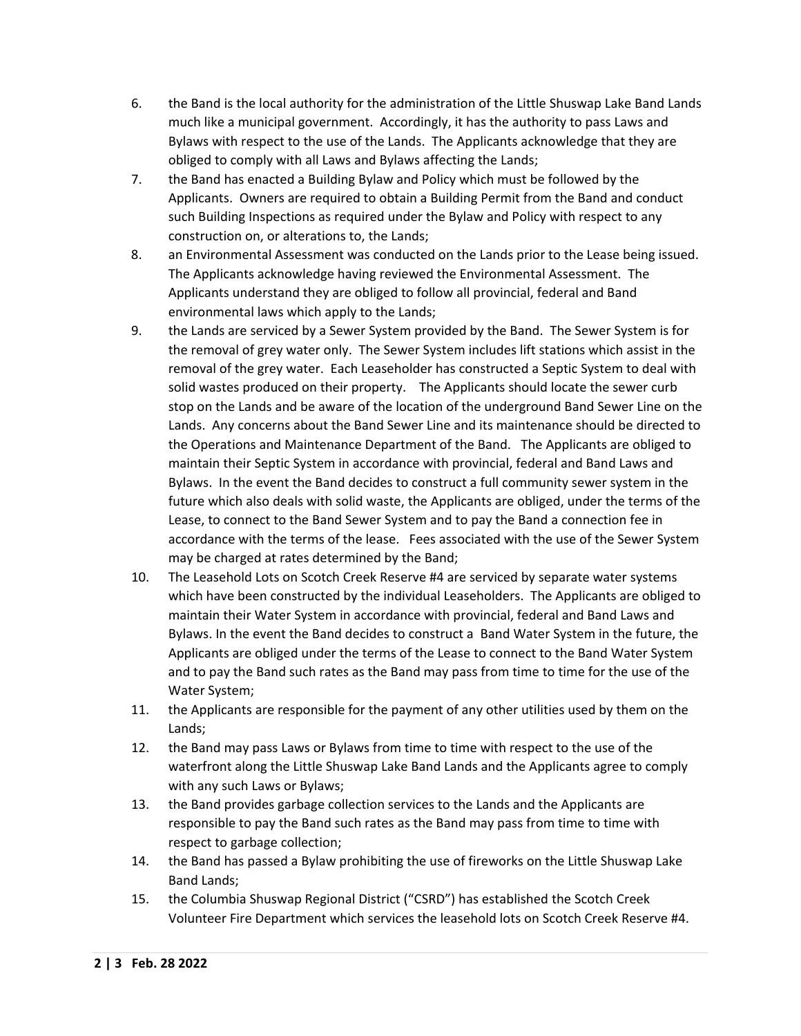6. the Band is the local authority for the administration of the Little Shuswap Lake Band Lands much like a municipal government. Accordingly, it has the authority to pass Laws and Bylaws with respect to the use of the Lands. The Applicants acknowledge that they are obliged to comply with all Laws and Bylaws affecting the Lands;
7. the Band has enacted a Building Bylaw and Policy which must be followed by the Applicants. Owners are required to obtain a Building Permit from the Band and conduct such Building Inspections as required under the Bylaw and Policy with respect to any construction on, or alterations to, the Lands;
8. an Environmental Assessment was conducted on the Lands prior to the Lease being issued. The Applicants acknowledge having reviewed the Environmental Assessment. The Applicants understand they are obliged to follow all provincial, federal and Band environmental laws which apply to the Lands;
9. the Lands are serviced by a Sewer System provided by the Band. The Sewer System is for the removal of grey water only. The Sewer System includes lift stations which assist in the removal of the grey water. Each Leaseholder has constructed a Septic System to deal with solid wastes produced on their property. The Applicants should locate the sewer curb stop on the Lands and be aware of the location of the underground Band Sewer Line on the Lands. Any concerns about the Band Sewer Line and its maintenance should be directed to the Operations and Maintenance Department of the Band. The Applicants are obliged to maintain their Septic System in accordance with provincial, federal and Band Laws and Bylaws. In the event the Band decides to construct a full community sewer system in the future which also deals with solid waste, the Applicants are obliged, under the terms of the Lease, to connect to the Band Sewer System and to pay the Band a connection fee in accordance with the terms of the lease. Fees associated with the use of the Sewer System may be charged at rates determined by the Band;
10. The Leasehold Lots on Scotch Creek Reserve #4 are serviced by separate water systems which have been constructed by the individual Leaseholders. The Applicants are obliged to maintain their Water System in accordance with provincial, federal and Band Laws and Bylaws. In the event the Band decides to construct a Band Water System in the future, the Applicants are obliged under the terms of the Lease to connect to the Band Water System and to pay the Band such rates as the Band may pass from time to time for the use of the Water System;
11. the Applicants are responsible for the payment of any other utilities used by them on the Lands;
12. the Band may pass Laws or Bylaws from time to time with respect to the use of the waterfront along the Little Shuswap Lake Band Lands and the Applicants agree to comply with any such Laws or Bylaws;
13. the Band provides garbage collection services to the Lands and the Applicants are responsible to pay the Band such rates as the Band may pass from time to time with respect to garbage collection;
14. the Band has passed a Bylaw prohibiting the use of fireworks on the Little Shuswap Lake Band Lands;
15. the Columbia Shuswap Regional District ("CSRD") has established the Scotch Creek Volunteer Fire Department which services the leasehold lots on Scotch Creek Reserve #4.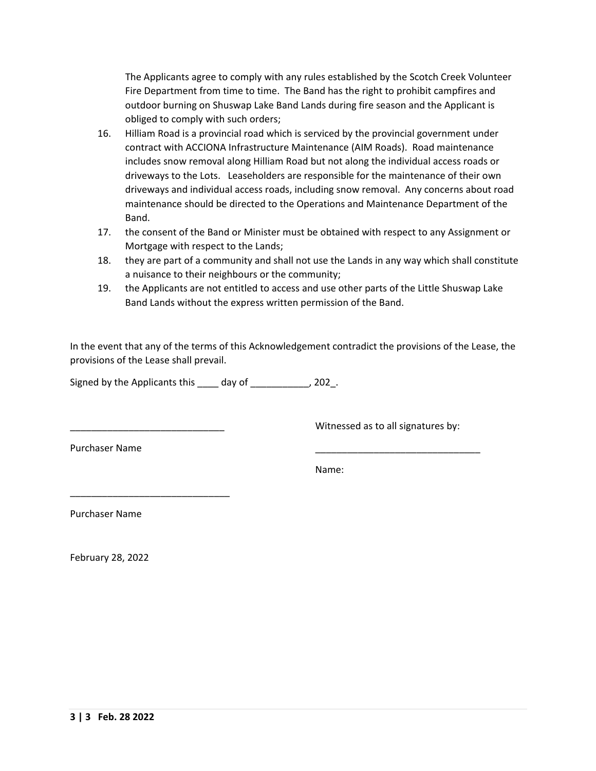The Applicants agree to comply with any rules established by the Scotch Creek Volunteer Fire Department from time to time. The Band has the right to prohibit campfires and outdoor burning on Shuswap Lake Band Lands during fire season and the Applicant is obliged to comply with such orders;

16. Hilliam Road is a provincial road which is serviced by the provincial government under contract with ACCIONA Infrastructure Maintenance (AIM Roads). Road maintenance includes snow removal along Hilliam Road but not along the individual access roads or driveways to the Lots. Leaseholders are responsible for the maintenance of their own driveways and individual access roads, including snow removal. Any concerns about road maintenance should be directed to the Operations and Maintenance Department of the Band.
17. the consent of the Band or Minister must be obtained with respect to any Assignment or Mortgage with respect to the Lands;
18. they are part of a community and shall not use the Lands in any way which shall constitute a nuisance to their neighbours or the community;
19. the Applicants are not entitled to access and use other parts of the Little Shuswap Lake Band Lands without the express written permission of the Band.

In the event that any of the terms of this Acknowledgement contradict the provisions of the Lease, the provisions of the Lease shall prevail.

Signed by the Applicants this ____ day of ___________, 202_.

_____________________________

Purchaser Name

Witnessed as to all signatures by:

_______________________________

Name:

______________________________

Purchaser Name

February 28, 2022